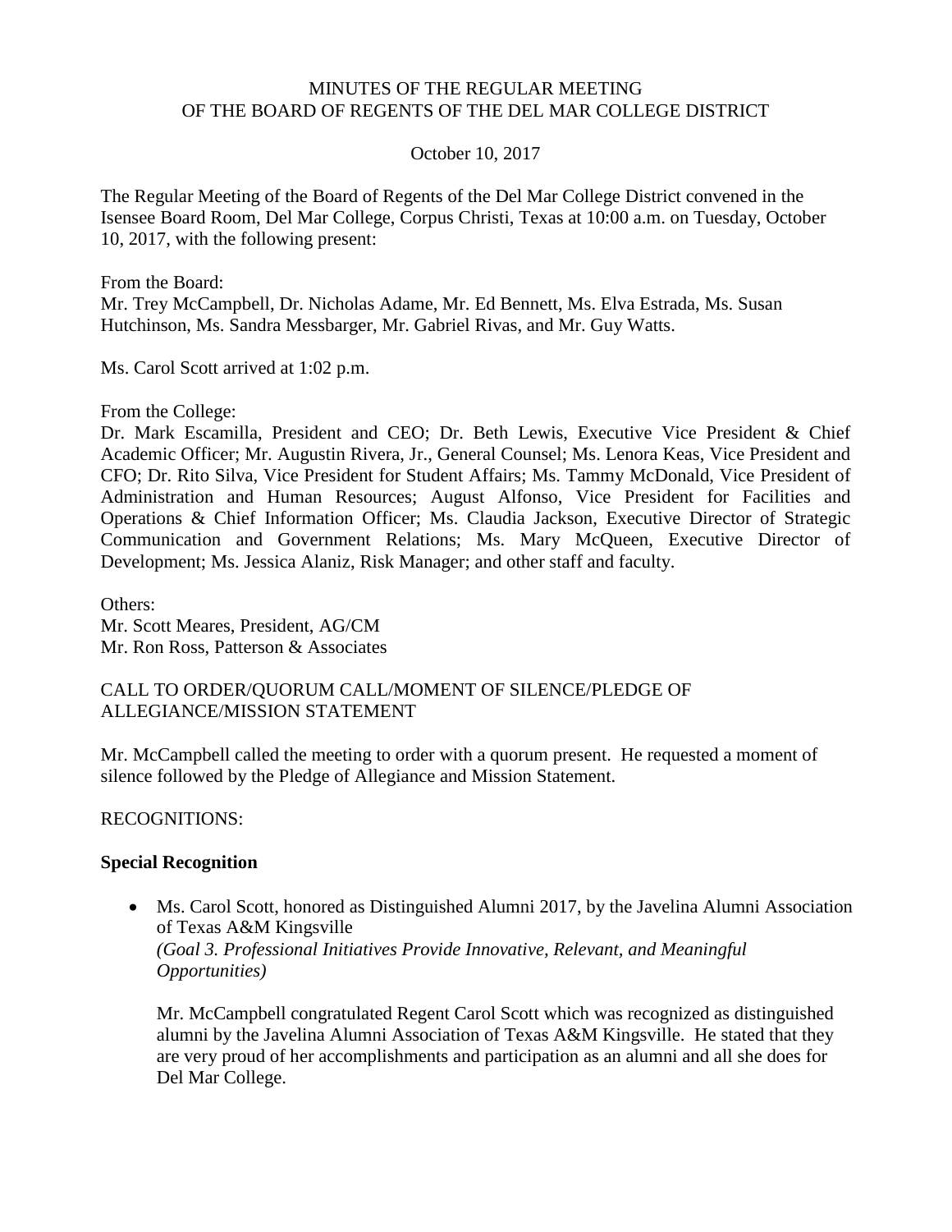MINUTES OF THE REGULAR MEETING
OF THE BOARD OF REGENTS OF THE DEL MAR COLLEGE DISTRICT

October 10, 2017

The Regular Meeting of the Board of Regents of the Del Mar College District convened in the Isensee Board Room, Del Mar College, Corpus Christi, Texas at 10:00 a.m. on Tuesday, October 10, 2017, with the following present:

From the Board:
Mr. Trey McCampbell, Dr. Nicholas Adame, Mr. Ed Bennett, Ms. Elva Estrada, Ms. Susan Hutchinson, Ms. Sandra Messbarger, Mr. Gabriel Rivas, and Mr. Guy Watts.

Ms. Carol Scott arrived at 1:02 p.m.

From the College:
Dr. Mark Escamilla, President and CEO; Dr. Beth Lewis, Executive Vice President & Chief Academic Officer; Mr. Augustin Rivera, Jr., General Counsel; Ms. Lenora Keas, Vice President and CFO; Dr. Rito Silva, Vice President for Student Affairs; Ms. Tammy McDonald, Vice President of Administration and Human Resources; August Alfonso, Vice President for Facilities and Operations & Chief Information Officer; Ms. Claudia Jackson, Executive Director of Strategic Communication and Government Relations; Ms. Mary McQueen, Executive Director of Development; Ms. Jessica Alaniz, Risk Manager; and other staff and faculty.

Others:
Mr. Scott Meares, President, AG/CM
Mr. Ron Ross, Patterson & Associates

CALL TO ORDER/QUORUM CALL/MOMENT OF SILENCE/PLEDGE OF ALLEGIANCE/MISSION STATEMENT

Mr. McCampbell called the meeting to order with a quorum present. He requested a moment of silence followed by the Pledge of Allegiance and Mission Statement.

RECOGNITIONS:

**Special Recognition**

- Ms. Carol Scott, honored as Distinguished Alumni 2017, by the Javelina Alumni Association of Texas A&M Kingsville
  *(Goal 3. Professional Initiatives Provide Innovative, Relevant, and Meaningful Opportunities)*

  Mr. McCampbell congratulated Regent Carol Scott which was recognized as distinguished alumni by the Javelina Alumni Association of Texas A&M Kingsville. He stated that they are very proud of her accomplishments and participation as an alumni and all she does for Del Mar College.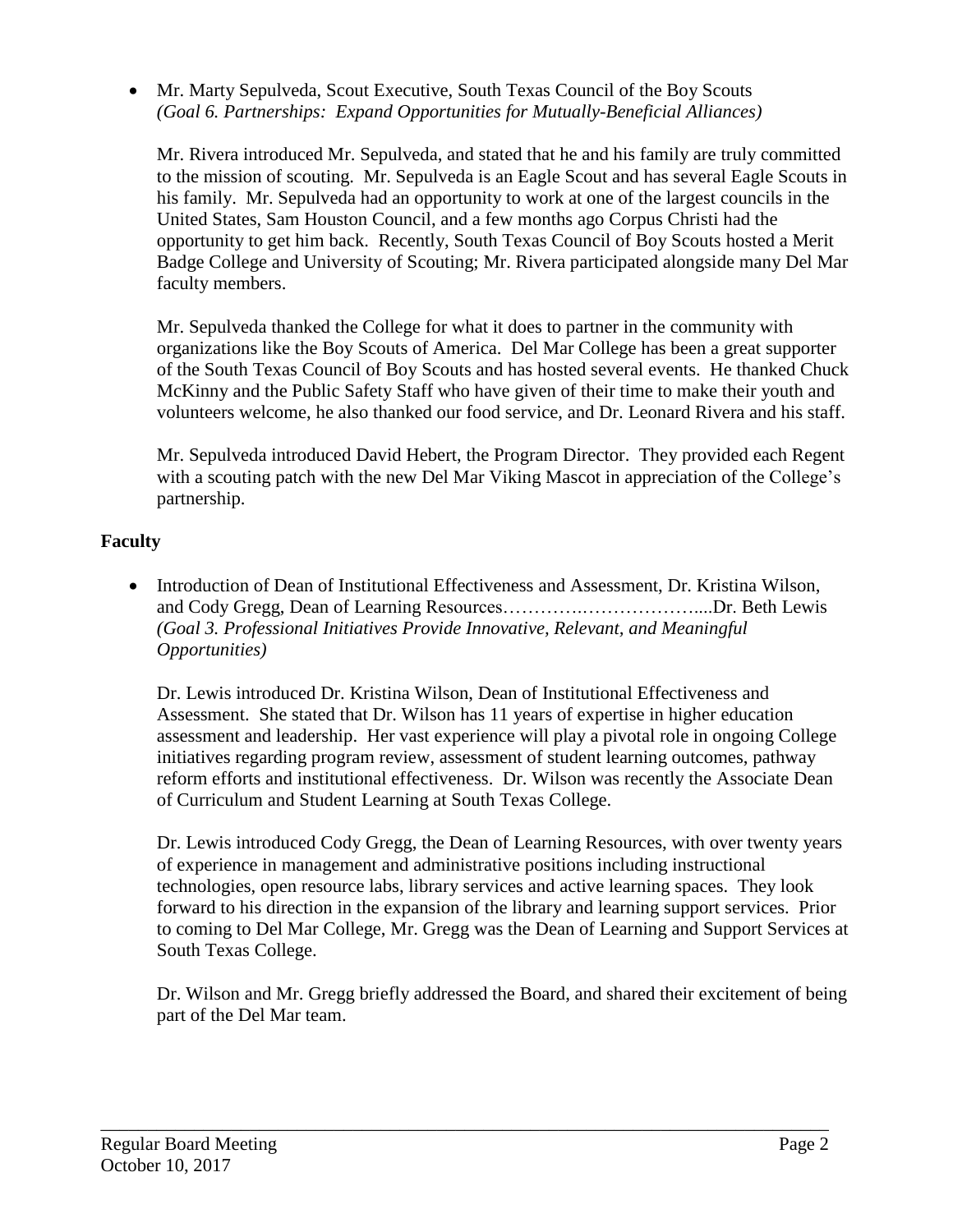- Mr. Marty Sepulveda, Scout Executive, South Texas Council of the Boy Scouts
  *(Goal 6. Partnerships: Expand Opportunities for Mutually-Beneficial Alliances)*

  Mr. Rivera introduced Mr. Sepulveda, and stated that he and his family are truly committed to the mission of scouting. Mr. Sepulveda is an Eagle Scout and has several Eagle Scouts in his family. Mr. Sepulveda had an opportunity to work at one of the largest councils in the United States, Sam Houston Council, and a few months ago Corpus Christi had the opportunity to get him back. Recently, South Texas Council of Boy Scouts hosted a Merit Badge College and University of Scouting; Mr. Rivera participated alongside many Del Mar faculty members.

  Mr. Sepulveda thanked the College for what it does to partner in the community with organizations like the Boy Scouts of America. Del Mar College has been a great supporter of the South Texas Council of Boy Scouts and has hosted several events. He thanked Chuck McKinny and the Public Safety Staff who have given of their time to make their youth and volunteers welcome, he also thanked our food service, and Dr. Leonard Rivera and his staff.

  Mr. Sepulveda introduced David Hebert, the Program Director. They provided each Regent with a scouting patch with the new Del Mar Viking Mascot in appreciation of the College's partnership.

**Faculty**

- Introduction of Dean of Institutional Effectiveness and Assessment, Dr. Kristina Wilson, and Cody Gregg, Dean of Learning Resources…………..………………....Dr. Beth Lewis
  *(Goal 3. Professional Initiatives Provide Innovative, Relevant, and Meaningful Opportunities)*

  Dr. Lewis introduced Dr. Kristina Wilson, Dean of Institutional Effectiveness and Assessment. She stated that Dr. Wilson has 11 years of expertise in higher education assessment and leadership. Her vast experience will play a pivotal role in ongoing College initiatives regarding program review, assessment of student learning outcomes, pathway reform efforts and institutional effectiveness. Dr. Wilson was recently the Associate Dean of Curriculum and Student Learning at South Texas College.

  Dr. Lewis introduced Cody Gregg, the Dean of Learning Resources, with over twenty years of experience in management and administrative positions including instructional technologies, open resource labs, library services and active learning spaces. They look forward to his direction in the expansion of the library and learning support services. Prior to coming to Del Mar College, Mr. Gregg was the Dean of Learning and Support Services at South Texas College.

  Dr. Wilson and Mr. Gregg briefly addressed the Board, and shared their excitement of being part of the Del Mar team.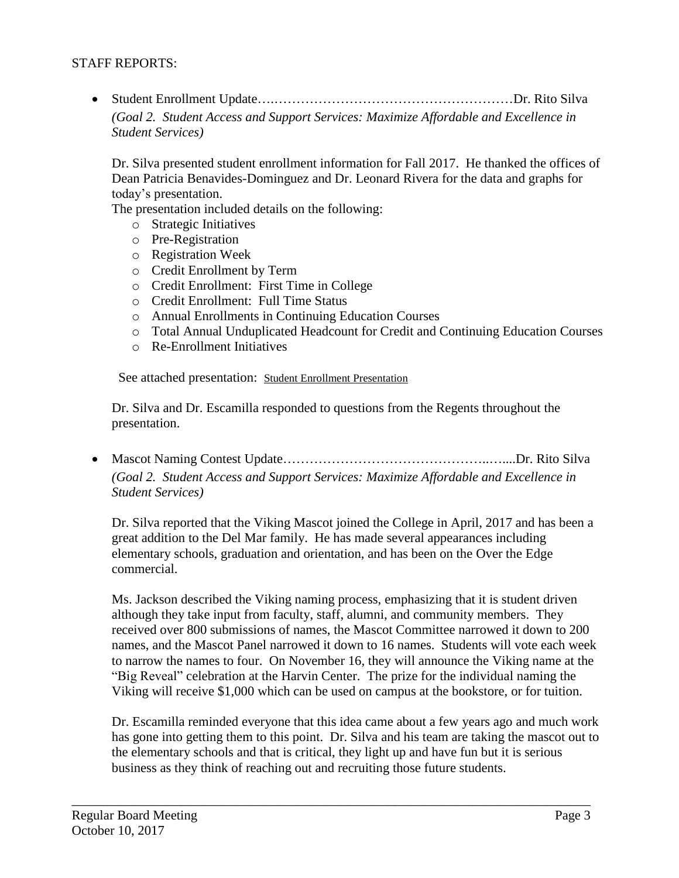STAFF REPORTS:

- Student Enrollment Update….………………………………………………Dr. Rito Silva
  *(Goal 2. Student Access and Support Services: Maximize Affordable and Excellence in Student Services)*

  Dr. Silva presented student enrollment information for Fall 2017. He thanked the offices of Dean Patricia Benavides-Dominguez and Dr. Leonard Rivera for the data and graphs for today's presentation.
  The presentation included details on the following:
  - Strategic Initiatives
  - Pre-Registration
  - Registration Week
  - Credit Enrollment by Term
  - Credit Enrollment: First Time in College
  - Credit Enrollment: Full Time Status
  - Annual Enrollments in Continuing Education Courses
  - Total Annual Unduplicated Headcount for Credit and Continuing Education Courses
  - Re-Enrollment Initiatives

  See attached presentation: Student Enrollment Presentation

  Dr. Silva and Dr. Escamilla responded to questions from the Regents throughout the presentation.

- Mascot Naming Contest Update……………………………………..…....Dr. Rito Silva
  *(Goal 2. Student Access and Support Services: Maximize Affordable and Excellence in Student Services)*

  Dr. Silva reported that the Viking Mascot joined the College in April, 2017 and has been a great addition to the Del Mar family. He has made several appearances including elementary schools, graduation and orientation, and has been on the Over the Edge commercial.

  Ms. Jackson described the Viking naming process, emphasizing that it is student driven although they take input from faculty, staff, alumni, and community members. They received over 800 submissions of names, the Mascot Committee narrowed it down to 200 names, and the Mascot Panel narrowed it down to 16 names. Students will vote each week to narrow the names to four. On November 16, they will announce the Viking name at the "Big Reveal" celebration at the Harvin Center. The prize for the individual naming the Viking will receive $1,000 which can be used on campus at the bookstore, or for tuition.

  Dr. Escamilla reminded everyone that this idea came about a few years ago and much work has gone into getting them to this point. Dr. Silva and his team are taking the mascot out to the elementary schools and that is critical, they light up and have fun but it is serious business as they think of reaching out and recruiting those future students.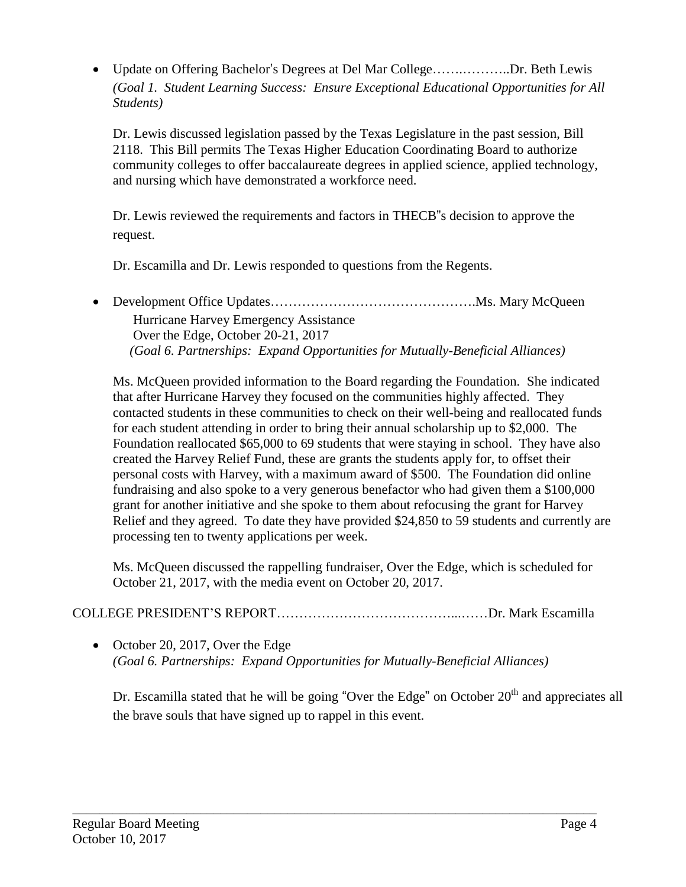- Update on Offering Bachelor's Degrees at Del Mar College…….………..Dr. Beth Lewis
  *(Goal 1. Student Learning Success: Ensure Exceptional Educational Opportunities for All Students)*

  Dr. Lewis discussed legislation passed by the Texas Legislature in the past session, Bill 2118. This Bill permits The Texas Higher Education Coordinating Board to authorize community colleges to offer baccalaureate degrees in applied science, applied technology, and nursing which have demonstrated a workforce need.

  Dr. Lewis reviewed the requirements and factors in THECB"s decision to approve the request.

  Dr. Escamilla and Dr. Lewis responded to questions from the Regents.

- Development Office Updates……………………………………….Ms. Mary McQueen
  Hurricane Harvey Emergency Assistance
  Over the Edge, October 20-21, 2017
  *(Goal 6. Partnerships: Expand Opportunities for Mutually-Beneficial Alliances)*

  Ms. McQueen provided information to the Board regarding the Foundation. She indicated that after Hurricane Harvey they focused on the communities highly affected. They contacted students in these communities to check on their well-being and reallocated funds for each student attending in order to bring their annual scholarship up to $2,000. The Foundation reallocated $65,000 to 69 students that were staying in school. They have also created the Harvey Relief Fund, these are grants the students apply for, to offset their personal costs with Harvey, with a maximum award of $500. The Foundation did online fundraising and also spoke to a very generous benefactor who had given them a $100,000 grant for another initiative and she spoke to them about refocusing the grant for Harvey Relief and they agreed. To date they have provided $24,850 to 59 students and currently are processing ten to twenty applications per week.

  Ms. McQueen discussed the rappelling fundraiser, Over the Edge, which is scheduled for October 21, 2017, with the media event on October 20, 2017.

COLLEGE PRESIDENT'S REPORT………………………………...……Dr. Mark Escamilla

- October 20, 2017, Over the Edge
  *(Goal 6. Partnerships: Expand Opportunities for Mutually-Beneficial Alliances)*

  Dr. Escamilla stated that he will be going "Over the Edge" on October 20th and appreciates all the brave souls that have signed up to rappel in this event.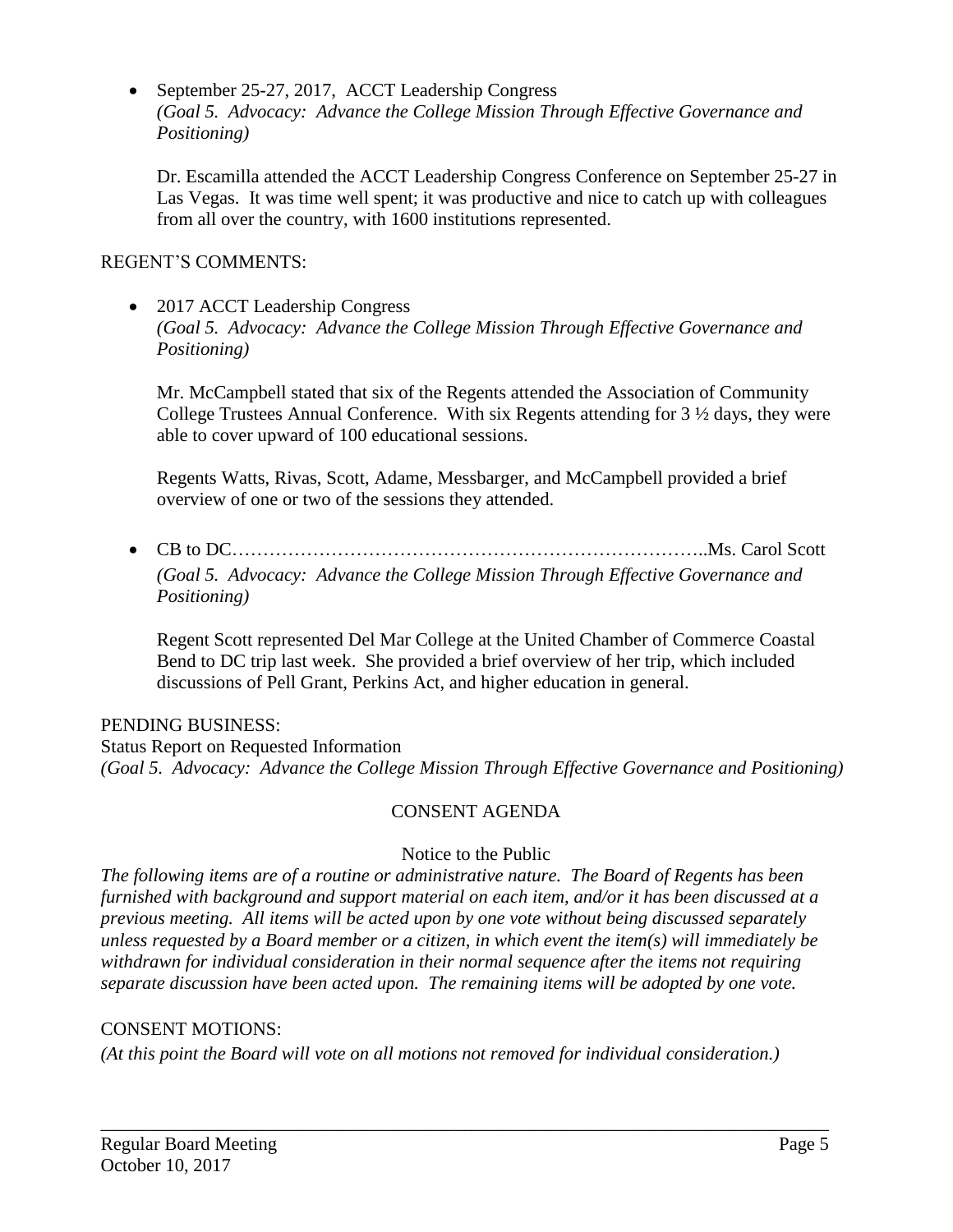- September 25-27, 2017, ACCT Leadership Congress
  *(Goal 5. Advocacy: Advance the College Mission Through Effective Governance and Positioning)*

  Dr. Escamilla attended the ACCT Leadership Congress Conference on September 25-27 in Las Vegas. It was time well spent; it was productive and nice to catch up with colleagues from all over the country, with 1600 institutions represented.

REGENT'S COMMENTS:

- 2017 ACCT Leadership Congress
  *(Goal 5. Advocacy: Advance the College Mission Through Effective Governance and Positioning)*

  Mr. McCampbell stated that six of the Regents attended the Association of Community College Trustees Annual Conference. With six Regents attending for 3 ½ days, they were able to cover upward of 100 educational sessions.

  Regents Watts, Rivas, Scott, Adame, Messbarger, and McCampbell provided a brief overview of one or two of the sessions they attended.

- CB to DC…………………………………………………………………..Ms. Carol Scott
  *(Goal 5. Advocacy: Advance the College Mission Through Effective Governance and Positioning)*

  Regent Scott represented Del Mar College at the United Chamber of Commerce Coastal Bend to DC trip last week. She provided a brief overview of her trip, which included discussions of Pell Grant, Perkins Act, and higher education in general.

PENDING BUSINESS:
Status Report on Requested Information
*(Goal 5. Advocacy: Advance the College Mission Through Effective Governance and Positioning)*

## CONSENT AGENDA

Notice to the Public

*The following items are of a routine or administrative nature. The Board of Regents has been furnished with background and support material on each item, and/or it has been discussed at a previous meeting. All items will be acted upon by one vote without being discussed separately unless requested by a Board member or a citizen, in which event the item(s) will immediately be withdrawn for individual consideration in their normal sequence after the items not requiring separate discussion have been acted upon. The remaining items will be adopted by one vote.*

CONSENT MOTIONS:
*(At this point the Board will vote on all motions not removed for individual consideration.)*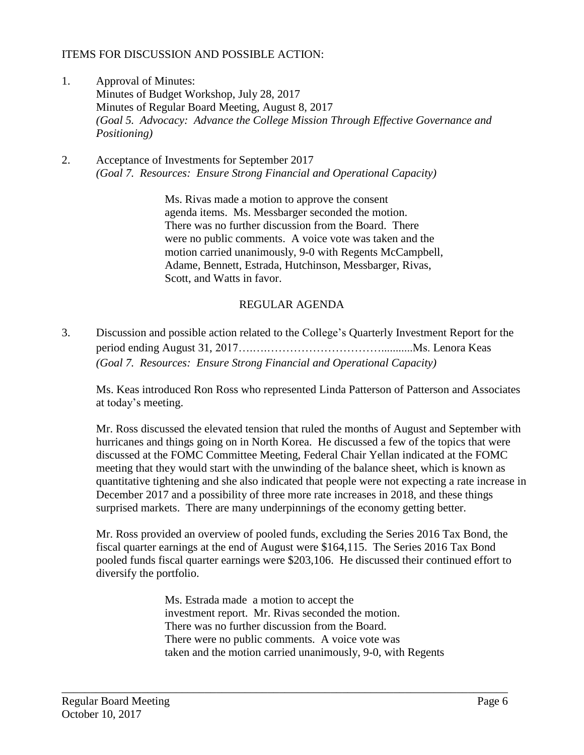ITEMS FOR DISCUSSION AND POSSIBLE ACTION:

1. Approval of Minutes:
   Minutes of Budget Workshop, July 28, 2017
   Minutes of Regular Board Meeting, August 8, 2017
   *(Goal 5. Advocacy: Advance the College Mission Through Effective Governance and Positioning)*

2. Acceptance of Investments for September 2017
   *(Goal 7. Resources: Ensure Strong Financial and Operational Capacity)*

> Ms. Rivas made a motion to approve the consent agenda items. Ms. Messbarger seconded the motion. There was no further discussion from the Board. There were no public comments. A voice vote was taken and the motion carried unanimously, 9-0 with Regents McCampbell, Adame, Bennett, Estrada, Hutchinson, Messbarger, Rivas, Scott, and Watts in favor.

## REGULAR AGENDA

3. Discussion and possible action related to the College's Quarterly Investment Report for the period ending August 31, 2017…..……………………………...........Ms. Lenora Keas
   *(Goal 7. Resources: Ensure Strong Financial and Operational Capacity)*

   Ms. Keas introduced Ron Ross who represented Linda Patterson of Patterson and Associates at today's meeting.

   Mr. Ross discussed the elevated tension that ruled the months of August and September with hurricanes and things going on in North Korea. He discussed a few of the topics that were discussed at the FOMC Committee Meeting, Federal Chair Yellan indicated at the FOMC meeting that they would start with the unwinding of the balance sheet, which is known as quantitative tightening and she also indicated that people were not expecting a rate increase in December 2017 and a possibility of three more rate increases in 2018, and these things surprised markets. There are many underpinnings of the economy getting better.

   Mr. Ross provided an overview of pooled funds, excluding the Series 2016 Tax Bond, the fiscal quarter earnings at the end of August were $164,115. The Series 2016 Tax Bond pooled funds fiscal quarter earnings were $203,106. He discussed their continued effort to diversify the portfolio.

> Ms. Estrada made a motion to accept the investment report. Mr. Rivas seconded the motion. There was no further discussion from the Board. There were no public comments. A voice vote was taken and the motion carried unanimously, 9-0, with Regents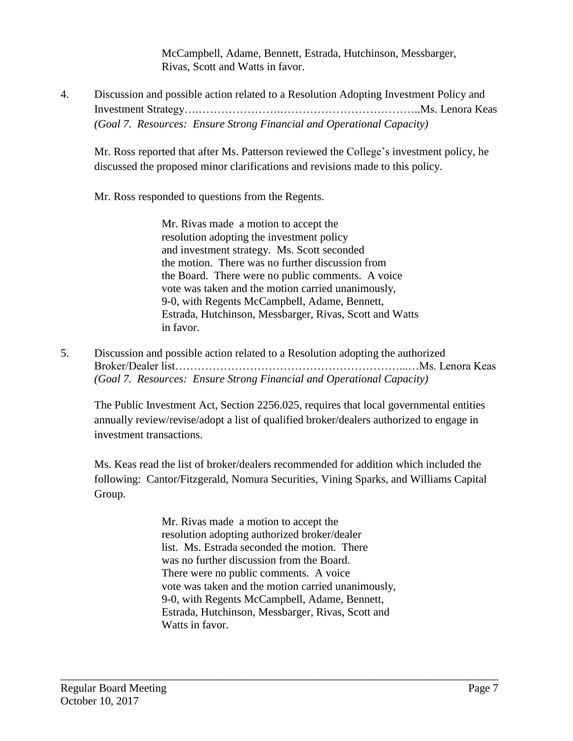McCampbell, Adame, Bennett, Estrada, Hutchinson, Messbarger, Rivas, Scott and Watts in favor.

4. Discussion and possible action related to a Resolution Adopting Investment Policy and Investment Strategy….…………………..……………………………..Ms. Lenora Keas
*(Goal 7. Resources: Ensure Strong Financial and Operational Capacity)*

Mr. Ross reported that after Ms. Patterson reviewed the College's investment policy, he discussed the proposed minor clarifications and revisions made to this policy.

Mr. Ross responded to questions from the Regents.

> Mr. Rivas made a motion to accept the resolution adopting the investment policy and investment strategy. Ms. Scott seconded the motion. There was no further discussion from the Board. There were no public comments. A voice vote was taken and the motion carried unanimously, 9-0, with Regents McCampbell, Adame, Bennett, Estrada, Hutchinson, Messbarger, Rivas, Scott and Watts in favor.

5. Discussion and possible action related to a Resolution adopting the authorized Broker/Dealer list……………………………………………………...…Ms. Lenora Keas
*(Goal 7. Resources: Ensure Strong Financial and Operational Capacity)*

The Public Investment Act, Section 2256.025, requires that local governmental entities annually review/revise/adopt a list of qualified broker/dealers authorized to engage in investment transactions.

Ms. Keas read the list of broker/dealers recommended for addition which included the following: Cantor/Fitzgerald, Nomura Securities, Vining Sparks, and Williams Capital Group.

> Mr. Rivas made a motion to accept the resolution adopting authorized broker/dealer list. Ms. Estrada seconded the motion. There was no further discussion from the Board. There were no public comments. A voice vote was taken and the motion carried unanimously, 9-0, with Regents McCampbell, Adame, Bennett, Estrada, Hutchinson, Messbarger, Rivas, Scott and Watts in favor.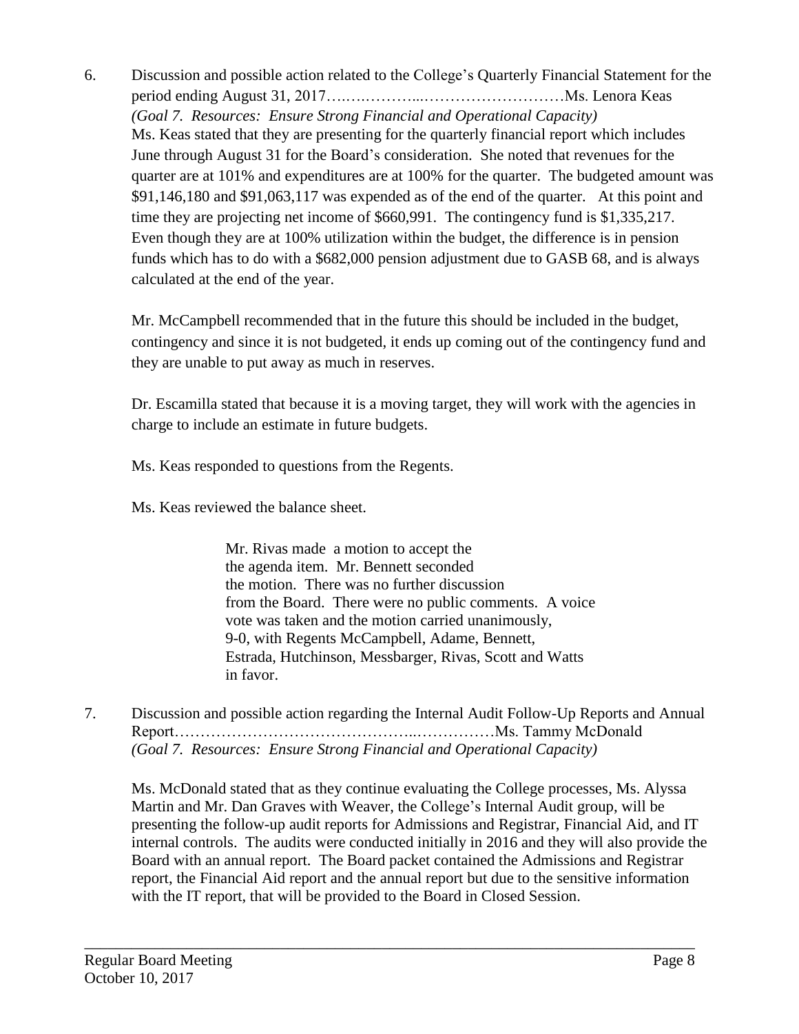6. Discussion and possible action related to the College's Quarterly Financial Statement for the period ending August 31, 2017…….………...………………………Ms. Lenora Keas
*(Goal 7. Resources: Ensure Strong Financial and Operational Capacity)*
Ms. Keas stated that they are presenting for the quarterly financial report which includes June through August 31 for the Board's consideration. She noted that revenues for the quarter are at 101% and expenditures are at 100% for the quarter. The budgeted amount was $91,146,180 and $91,063,117 was expended as of the end of the quarter. At this point and time they are projecting net income of $660,991. The contingency fund is $1,335,217. Even though they are at 100% utilization within the budget, the difference is in pension funds which has to do with a $682,000 pension adjustment due to GASB 68, and is always calculated at the end of the year.

   Mr. McCampbell recommended that in the future this should be included in the budget, contingency and since it is not budgeted, it ends up coming out of the contingency fund and they are unable to put away as much in reserves.

   Dr. Escamilla stated that because it is a moving target, they will work with the agencies in charge to include an estimate in future budgets.

   Ms. Keas responded to questions from the Regents.

   Ms. Keas reviewed the balance sheet.

   > Mr. Rivas made a motion to accept the the agenda item. Mr. Bennett seconded the motion. There was no further discussion from the Board. There were no public comments. A voice vote was taken and the motion carried unanimously, 9-0, with Regents McCampbell, Adame, Bennett, Estrada, Hutchinson, Messbarger, Rivas, Scott and Watts in favor.

7. Discussion and possible action regarding the Internal Audit Follow-Up Reports and Annual Report……………………………………..……………Ms. Tammy McDonald
*(Goal 7. Resources: Ensure Strong Financial and Operational Capacity)*

   Ms. McDonald stated that as they continue evaluating the College processes, Ms. Alyssa Martin and Mr. Dan Graves with Weaver, the College's Internal Audit group, will be presenting the follow-up audit reports for Admissions and Registrar, Financial Aid, and IT internal controls. The audits were conducted initially in 2016 and they will also provide the Board with an annual report. The Board packet contained the Admissions and Registrar report, the Financial Aid report and the annual report but due to the sensitive information with the IT report, that will be provided to the Board in Closed Session.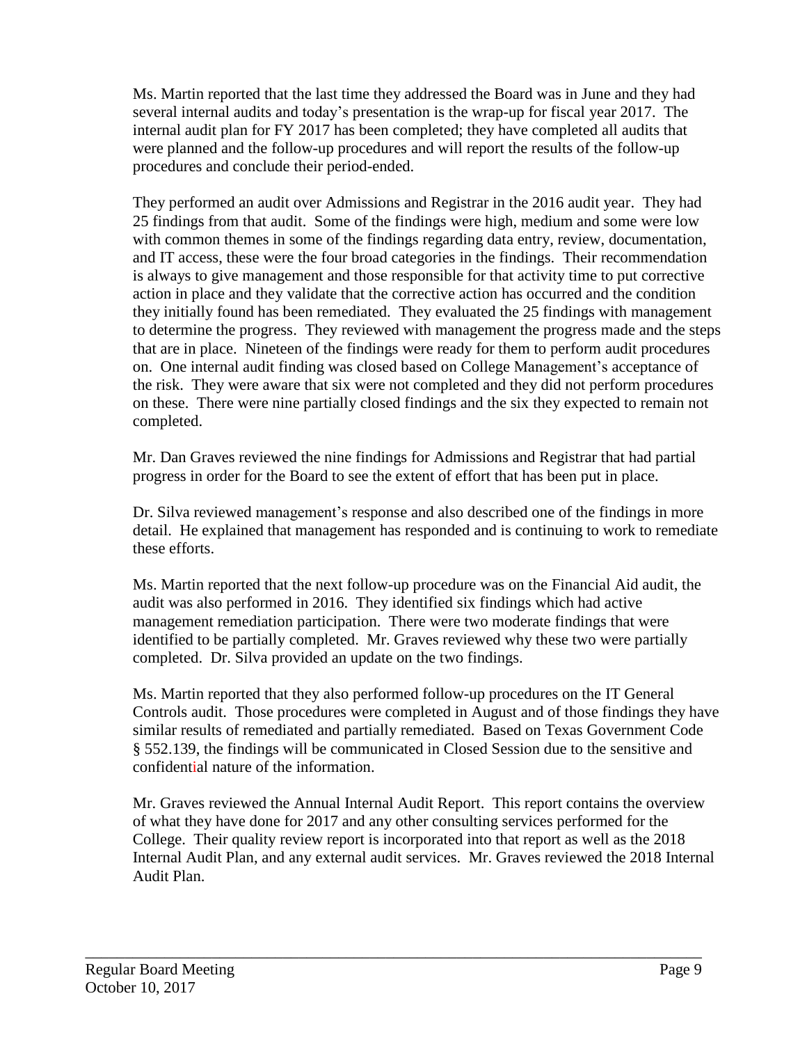Ms. Martin reported that the last time they addressed the Board was in June and they had several internal audits and today's presentation is the wrap-up for fiscal year 2017. The internal audit plan for FY 2017 has been completed; they have completed all audits that were planned and the follow-up procedures and will report the results of the follow-up procedures and conclude their period-ended.

They performed an audit over Admissions and Registrar in the 2016 audit year. They had 25 findings from that audit. Some of the findings were high, medium and some were low with common themes in some of the findings regarding data entry, review, documentation, and IT access, these were the four broad categories in the findings. Their recommendation is always to give management and those responsible for that activity time to put corrective action in place and they validate that the corrective action has occurred and the condition they initially found has been remediated. They evaluated the 25 findings with management to determine the progress. They reviewed with management the progress made and the steps that are in place. Nineteen of the findings were ready for them to perform audit procedures on. One internal audit finding was closed based on College Management's acceptance of the risk. They were aware that six were not completed and they did not perform procedures on these. There were nine partially closed findings and the six they expected to remain not completed.

Mr. Dan Graves reviewed the nine findings for Admissions and Registrar that had partial progress in order for the Board to see the extent of effort that has been put in place.

Dr. Silva reviewed management's response and also described one of the findings in more detail. He explained that management has responded and is continuing to work to remediate these efforts.

Ms. Martin reported that the next follow-up procedure was on the Financial Aid audit, the audit was also performed in 2016. They identified six findings which had active management remediation participation. There were two moderate findings that were identified to be partially completed. Mr. Graves reviewed why these two were partially completed. Dr. Silva provided an update on the two findings.

Ms. Martin reported that they also performed follow-up procedures on the IT General Controls audit. Those procedures were completed in August and of those findings they have similar results of remediated and partially remediated. Based on Texas Government Code § 552.139, the findings will be communicated in Closed Session due to the sensitive and confidential nature of the information.

Mr. Graves reviewed the Annual Internal Audit Report. This report contains the overview of what they have done for 2017 and any other consulting services performed for the College. Their quality review report is incorporated into that report as well as the 2018 Internal Audit Plan, and any external audit services. Mr. Graves reviewed the 2018 Internal Audit Plan.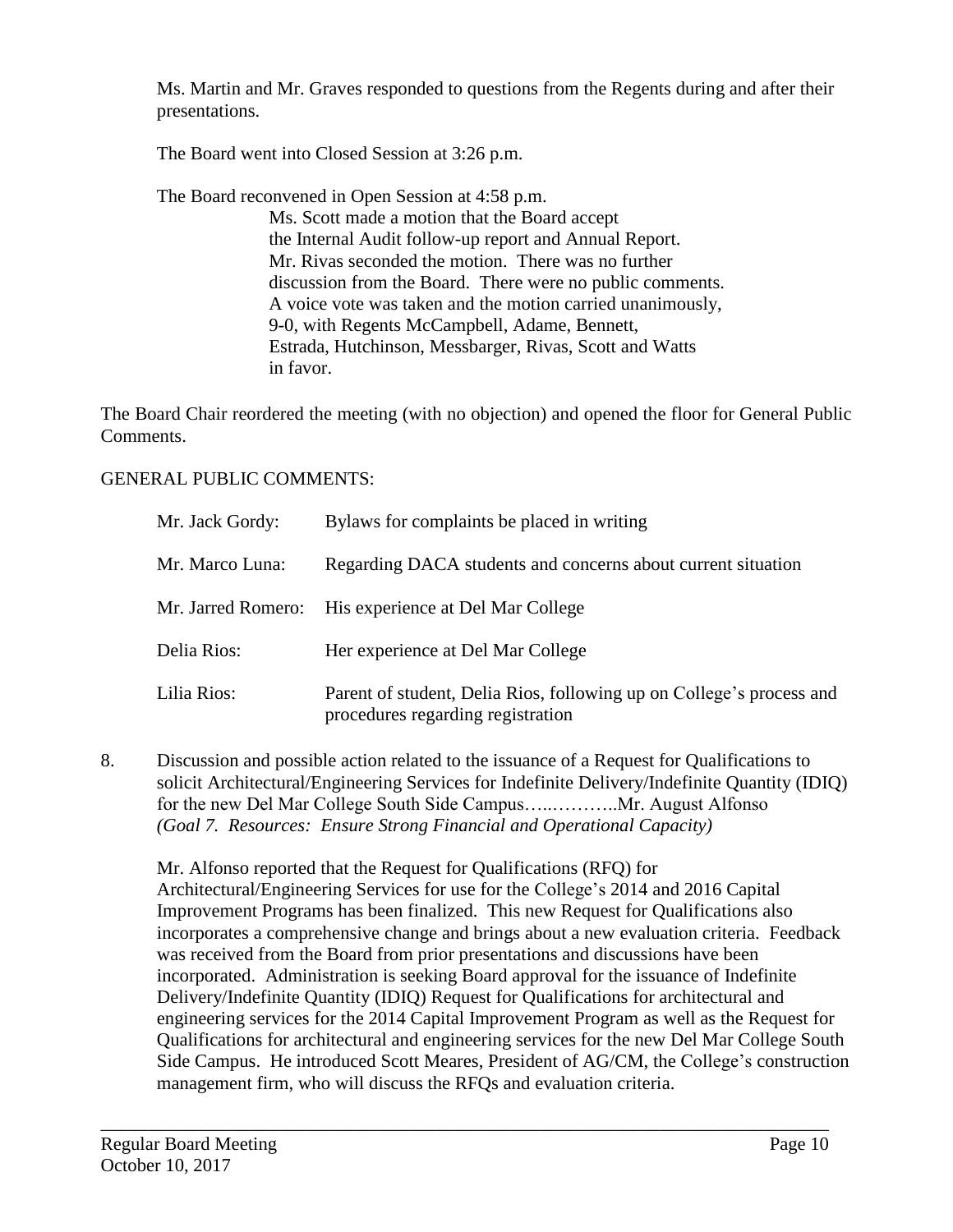Ms. Martin and Mr. Graves responded to questions from the Regents during and after their presentations.

The Board went into Closed Session at 3:26 p.m.

The Board reconvened in Open Session at 4:58 p.m.

Ms. Scott made a motion that the Board accept the Internal Audit follow-up report and Annual Report. Mr. Rivas seconded the motion. There was no further discussion from the Board. There were no public comments. A voice vote was taken and the motion carried unanimously, 9-0, with Regents McCampbell, Adame, Bennett, Estrada, Hutchinson, Messbarger, Rivas, Scott and Watts in favor.

The Board Chair reordered the meeting (with no objection) and opened the floor for General Public Comments.

GENERAL PUBLIC COMMENTS:

| | |
|---|---|
| Mr. Jack Gordy: | Bylaws for complaints be placed in writing |
| Mr. Marco Luna: | Regarding DACA students and concerns about current situation |
| Mr. Jarred Romero: | His experience at Del Mar College |
| Delia Rios: | Her experience at Del Mar College |
| Lilia Rios: | Parent of student, Delia Rios, following up on College's process and procedures regarding registration |

8. Discussion and possible action related to the issuance of a Request for Qualifications to solicit Architectural/Engineering Services for Indefinite Delivery/Indefinite Quantity (IDIQ) for the new Del Mar College South Side Campus…..………..Mr. August Alfonso
*(Goal 7. Resources: Ensure Strong Financial and Operational Capacity)*

Mr. Alfonso reported that the Request for Qualifications (RFQ) for Architectural/Engineering Services for use for the College's 2014 and 2016 Capital Improvement Programs has been finalized. This new Request for Qualifications also incorporates a comprehensive change and brings about a new evaluation criteria. Feedback was received from the Board from prior presentations and discussions have been incorporated. Administration is seeking Board approval for the issuance of Indefinite Delivery/Indefinite Quantity (IDIQ) Request for Qualifications for architectural and engineering services for the 2014 Capital Improvement Program as well as the Request for Qualifications for architectural and engineering services for the new Del Mar College South Side Campus. He introduced Scott Meares, President of AG/CM, the College's construction management firm, who will discuss the RFQs and evaluation criteria.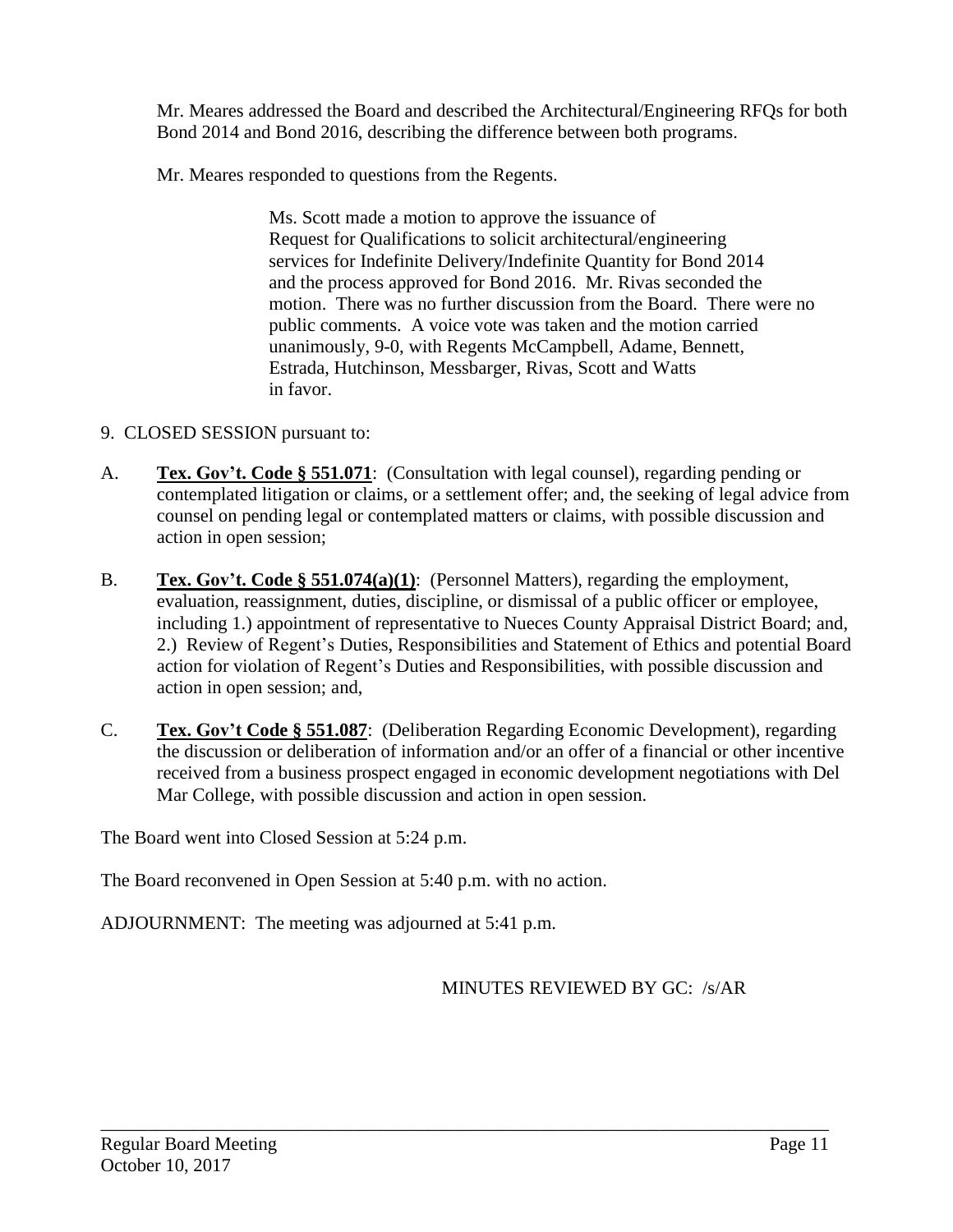Mr. Meares addressed the Board and described the Architectural/Engineering RFQs for both Bond 2014 and Bond 2016, describing the difference between both programs.

Mr. Meares responded to questions from the Regents.

> Ms. Scott made a motion to approve the issuance of Request for Qualifications to solicit architectural/engineering services for Indefinite Delivery/Indefinite Quantity for Bond 2014 and the process approved for Bond 2016. Mr. Rivas seconded the motion. There was no further discussion from the Board. There were no public comments. A voice vote was taken and the motion carried unanimously, 9-0, with Regents McCampbell, Adame, Bennett, Estrada, Hutchinson, Messbarger, Rivas, Scott and Watts in favor.

9. CLOSED SESSION pursuant to:

A. **Tex. Gov't. Code § 551.071**: (Consultation with legal counsel), regarding pending or contemplated litigation or claims, or a settlement offer; and, the seeking of legal advice from counsel on pending legal or contemplated matters or claims, with possible discussion and action in open session;

B. **Tex. Gov't. Code § 551.074(a)(1)**: (Personnel Matters), regarding the employment, evaluation, reassignment, duties, discipline, or dismissal of a public officer or employee, including 1.) appointment of representative to Nueces County Appraisal District Board; and, 2.) Review of Regent's Duties, Responsibilities and Statement of Ethics and potential Board action for violation of Regent's Duties and Responsibilities, with possible discussion and action in open session; and,

C. **Tex. Gov't Code § 551.087**: (Deliberation Regarding Economic Development), regarding the discussion or deliberation of information and/or an offer of a financial or other incentive received from a business prospect engaged in economic development negotiations with Del Mar College, with possible discussion and action in open session.

The Board went into Closed Session at 5:24 p.m.

The Board reconvened in Open Session at 5:40 p.m. with no action.

ADJOURNMENT: The meeting was adjourned at 5:41 p.m.

MINUTES REVIEWED BY GC: /s/AR